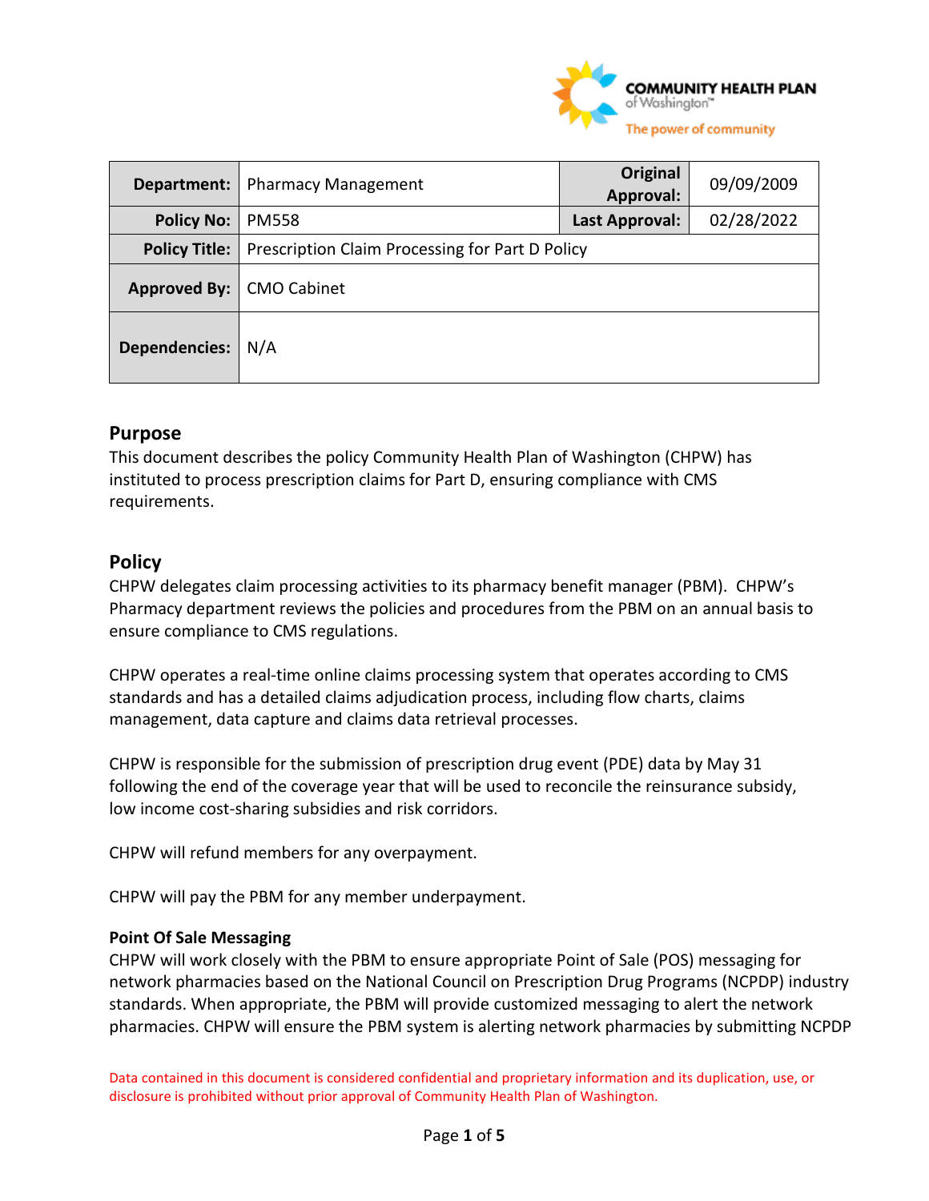| Department: | Pharmacy Management | Original Approval: | 09/09/2009 |
|---|---|---|---|
| Policy No: | PM558 | Last Approval: | 02/28/2022 |
| Policy Title: | Prescription Claim Processing for Part D Policy | | |
| Approved By: | CMO Cabinet | | |
| Dependencies: | N/A | | |

## Purpose

This document describes the policy Community Health Plan of Washington (CHPW) has instituted to process prescription claims for Part D, ensuring compliance with CMS requirements.

## Policy

CHPW delegates claim processing activities to its pharmacy benefit manager (PBM). CHPW's Pharmacy department reviews the policies and procedures from the PBM on an annual basis to ensure compliance to CMS regulations.

CHPW operates a real-time online claims processing system that operates according to CMS standards and has a detailed claims adjudication process, including flow charts, claims management, data capture and claims data retrieval processes.

CHPW is responsible for the submission of prescription drug event (PDE) data by May 31 following the end of the coverage year that will be used to reconcile the reinsurance subsidy, low income cost-sharing subsidies and risk corridors.

CHPW will refund members for any overpayment.

CHPW will pay the PBM for any member underpayment.

### Point Of Sale Messaging

CHPW will work closely with the PBM to ensure appropriate Point of Sale (POS) messaging for network pharmacies based on the National Council on Prescription Drug Programs (NCPDP) industry standards. When appropriate, the PBM will provide customized messaging to alert the network pharmacies. CHPW will ensure the PBM system is alerting network pharmacies by submitting NCPDP

Data contained in this document is considered confidential and proprietary information and its duplication, use, or disclosure is prohibited without prior approval of Community Health Plan of Washington.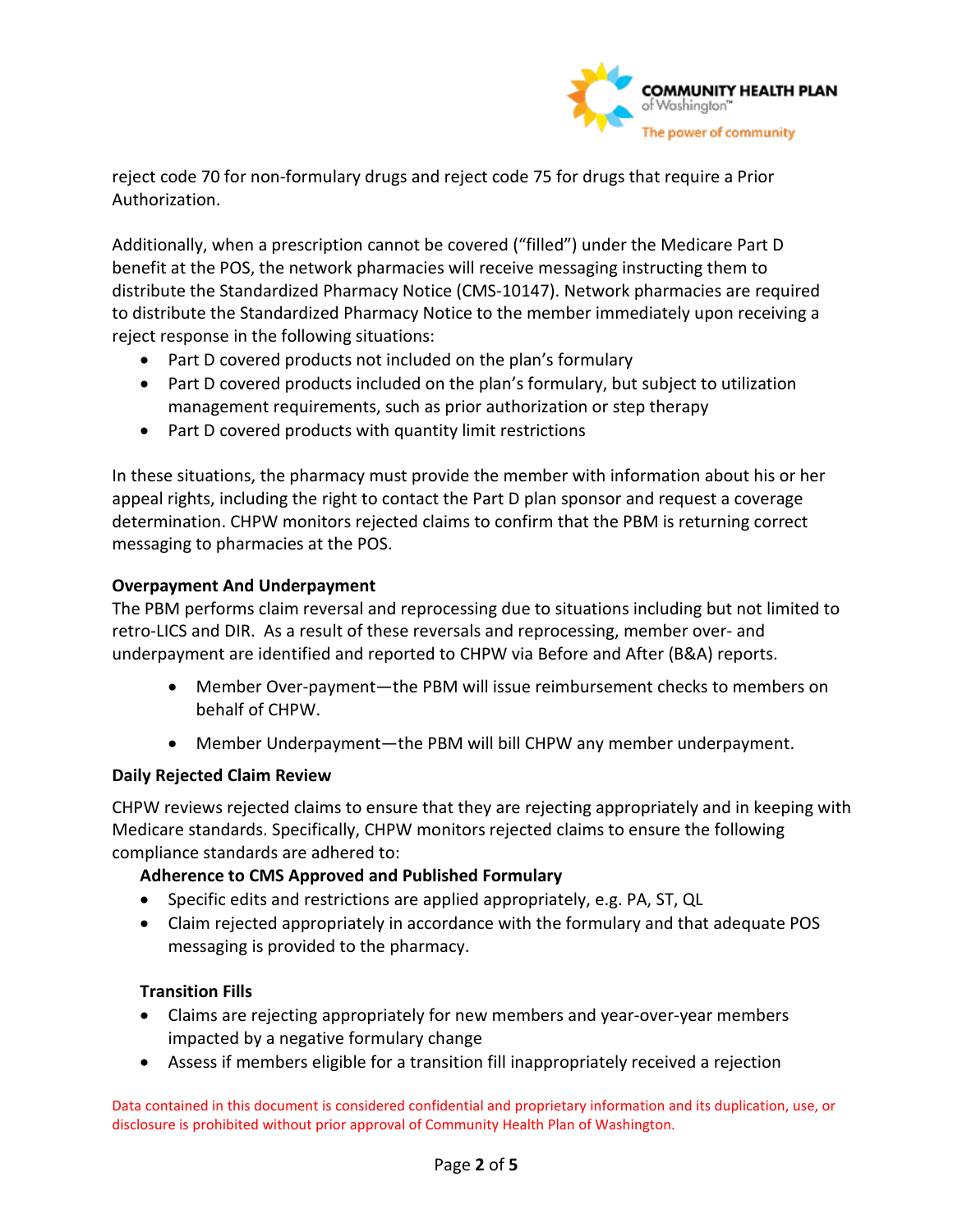reject code 70 for non-formulary drugs and reject code 75 for drugs that require a Prior Authorization.

Additionally, when a prescription cannot be covered ("filled") under the Medicare Part D benefit at the POS, the network pharmacies will receive messaging instructing them to distribute the Standardized Pharmacy Notice (CMS-10147). Network pharmacies are required to distribute the Standardized Pharmacy Notice to the member immediately upon receiving a reject response in the following situations:

- Part D covered products not included on the plan's formulary
- Part D covered products included on the plan's formulary, but subject to utilization management requirements, such as prior authorization or step therapy
- Part D covered products with quantity limit restrictions

In these situations, the pharmacy must provide the member with information about his or her appeal rights, including the right to contact the Part D plan sponsor and request a coverage determination. CHPW monitors rejected claims to confirm that the PBM is returning correct messaging to pharmacies at the POS.

**Overpayment And Underpayment**

The PBM performs claim reversal and reprocessing due to situations including but not limited to retro-LICS and DIR. As a result of these reversals and reprocessing, member over- and underpayment are identified and reported to CHPW via Before and After (B&A) reports.

- Member Over-payment—the PBM will issue reimbursement checks to members on behalf of CHPW.
- Member Underpayment—the PBM will bill CHPW any member underpayment.

**Daily Rejected Claim Review**

CHPW reviews rejected claims to ensure that they are rejecting appropriately and in keeping with Medicare standards. Specifically, CHPW monitors rejected claims to ensure the following compliance standards are adhered to:

**Adherence to CMS Approved and Published Formulary**

- Specific edits and restrictions are applied appropriately, e.g. PA, ST, QL
- Claim rejected appropriately in accordance with the formulary and that adequate POS messaging is provided to the pharmacy.

**Transition Fills**

- Claims are rejecting appropriately for new members and year-over-year members impacted by a negative formulary change
- Assess if members eligible for a transition fill inappropriately received a rejection

Data contained in this document is considered confidential and proprietary information and its duplication, use, or disclosure is prohibited without prior approval of Community Health Plan of Washington.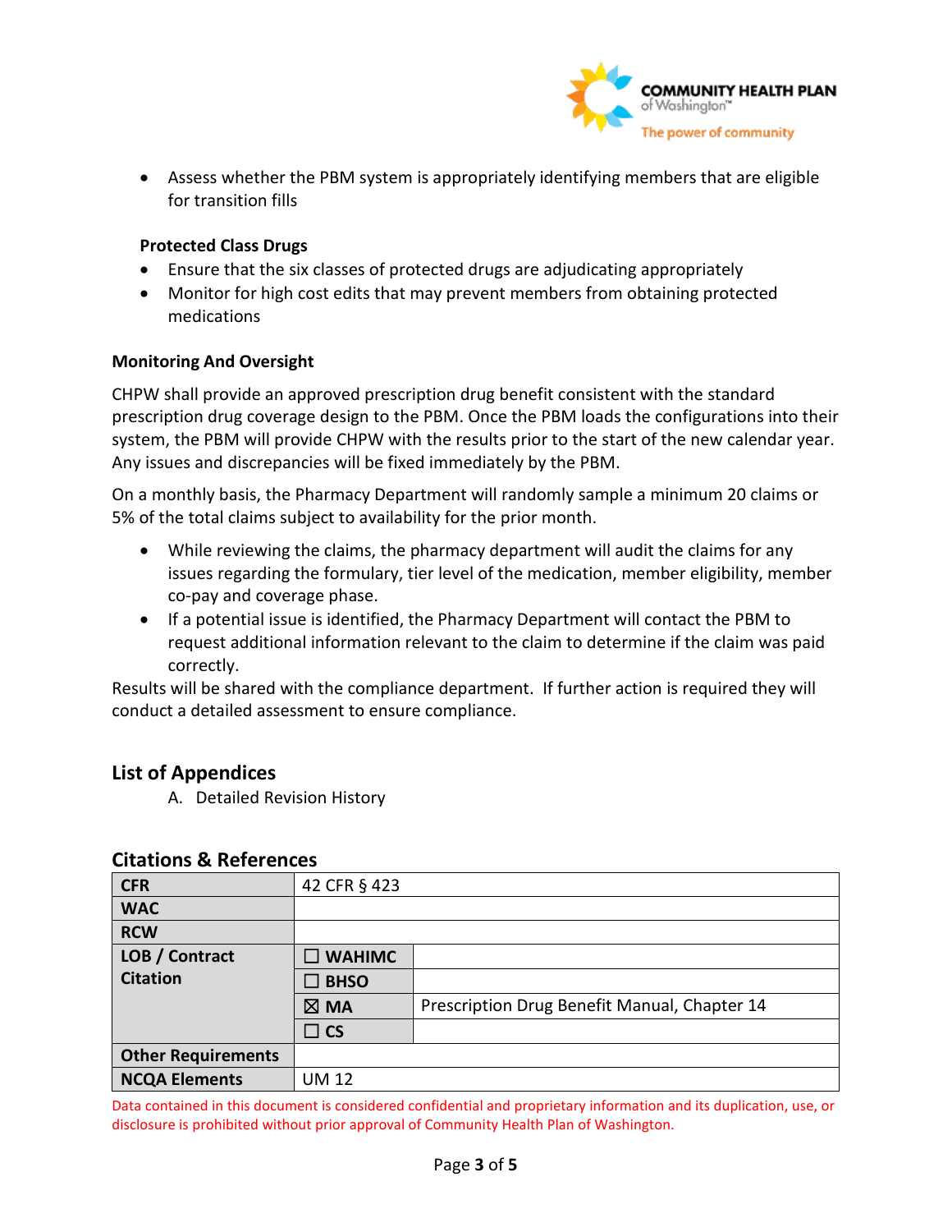- Assess whether the PBM system is appropriately identifying members that are eligible for transition fills

**Protected Class Drugs**

- Ensure that the six classes of protected drugs are adjudicating appropriately
- Monitor for high cost edits that may prevent members from obtaining protected medications

**Monitoring And Oversight**

CHPW shall provide an approved prescription drug benefit consistent with the standard prescription drug coverage design to the PBM. Once the PBM loads the configurations into their system, the PBM will provide CHPW with the results prior to the start of the new calendar year. Any issues and discrepancies will be fixed immediately by the PBM.

On a monthly basis, the Pharmacy Department will randomly sample a minimum 20 claims or 5% of the total claims subject to availability for the prior month.

- While reviewing the claims, the pharmacy department will audit the claims for any issues regarding the formulary, tier level of the medication, member eligibility, member co-pay and coverage phase.
- If a potential issue is identified, the Pharmacy Department will contact the PBM to request additional information relevant to the claim to determine if the claim was paid correctly.

Results will be shared with the compliance department. If further action is required they will conduct a detailed assessment to ensure compliance.

## List of Appendices

A. Detailed Revision History

## Citations & References

| | | |
|---|---|---|
| **CFR** | 42 CFR § 423 | |
| **WAC** | | |
| **RCW** | | |
| **LOB / Contract Citation** | ☐ **WAHIMC** | |
| | ☐ **BHSO** | |
| | ☒ **MA** | Prescription Drug Benefit Manual, Chapter 14 |
| | ☐ **CS** | |
| **Other Requirements** | | |
| **NCQA Elements** | UM 12 | |

Data contained in this document is considered confidential and proprietary information and its duplication, use, or disclosure is prohibited without prior approval of Community Health Plan of Washington.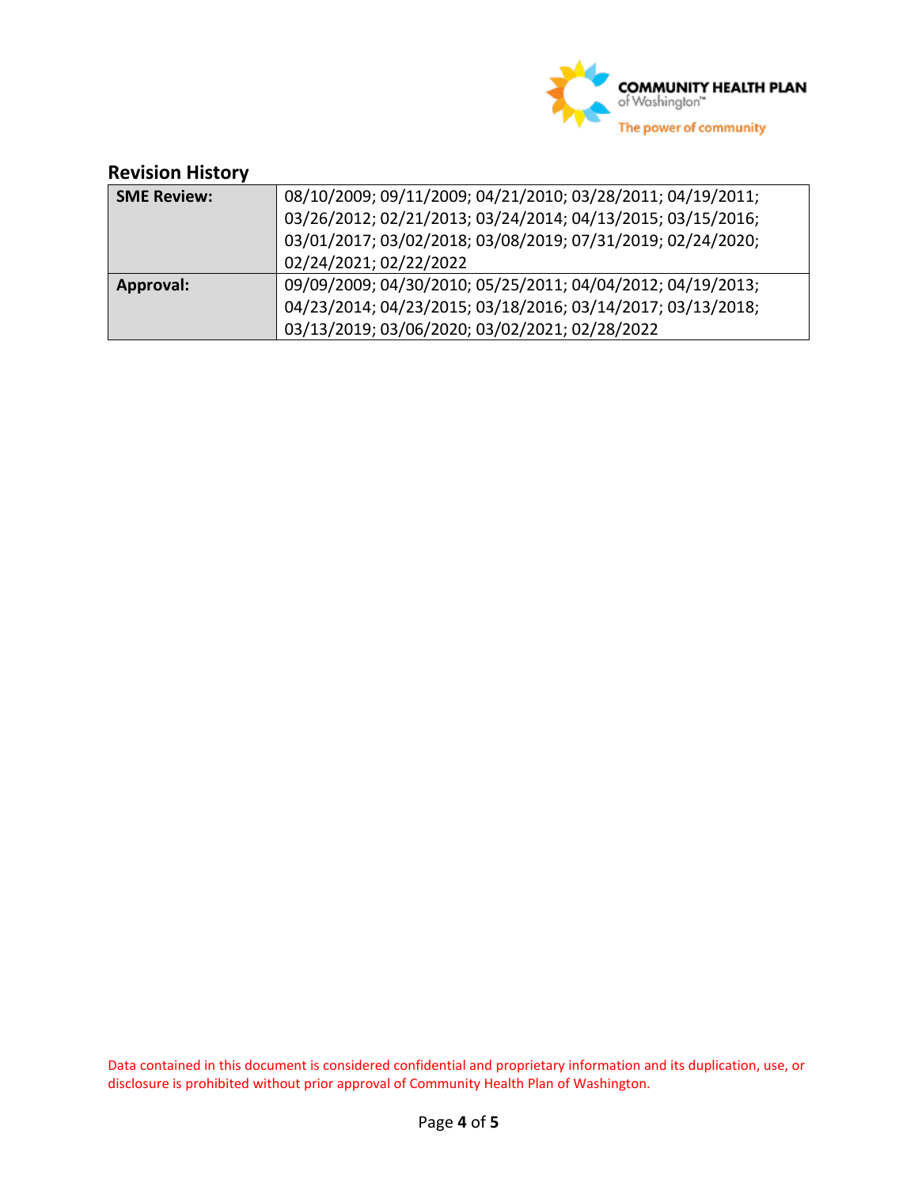## Revision History

| **SME Review:** | 08/10/2009; 09/11/2009; 04/21/2010; 03/28/2011; 04/19/2011; 03/26/2012; 02/21/2013; 03/24/2014; 04/13/2015; 03/15/2016; 03/01/2017; 03/02/2018; 03/08/2019; 07/31/2019; 02/24/2020; 02/24/2021; 02/22/2022 |
|---|---|
| **Approval:** | 09/09/2009; 04/30/2010; 05/25/2011; 04/04/2012; 04/19/2013; 04/23/2014; 04/23/2015; 03/18/2016; 03/14/2017; 03/13/2018; 03/13/2019; 03/06/2020; 03/02/2021; 02/28/2022 |

Data contained in this document is considered confidential and proprietary information and its duplication, use, or disclosure is prohibited without prior approval of Community Health Plan of Washington.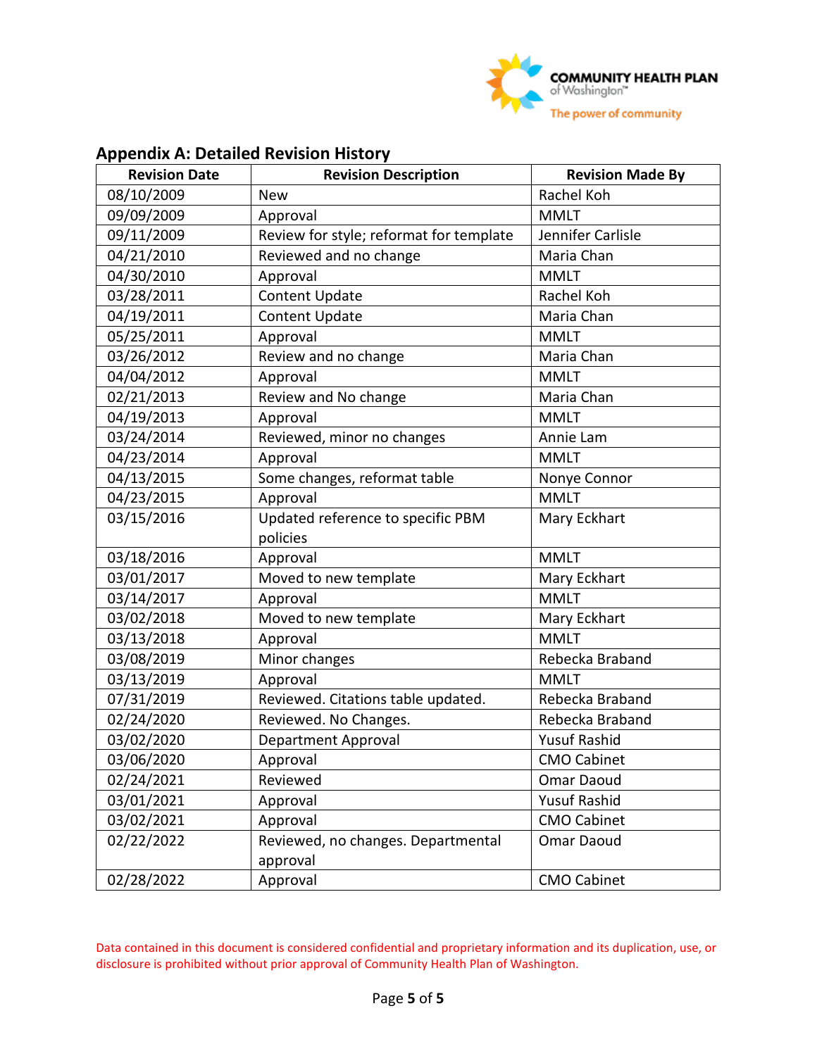## Appendix A: Detailed Revision History

| Revision Date | Revision Description | Revision Made By |
|---|---|---|
| 08/10/2009 | New | Rachel Koh |
| 09/09/2009 | Approval | MMLT |
| 09/11/2009 | Review for style; reformat for template | Jennifer Carlisle |
| 04/21/2010 | Reviewed and no change | Maria Chan |
| 04/30/2010 | Approval | MMLT |
| 03/28/2011 | Content Update | Rachel Koh |
| 04/19/2011 | Content Update | Maria Chan |
| 05/25/2011 | Approval | MMLT |
| 03/26/2012 | Review and no change | Maria Chan |
| 04/04/2012 | Approval | MMLT |
| 02/21/2013 | Review and No change | Maria Chan |
| 04/19/2013 | Approval | MMLT |
| 03/24/2014 | Reviewed, minor no changes | Annie Lam |
| 04/23/2014 | Approval | MMLT |
| 04/13/2015 | Some changes, reformat table | Nonye Connor |
| 04/23/2015 | Approval | MMLT |
| 03/15/2016 | Updated reference to specific PBM policies | Mary Eckhart |
| 03/18/2016 | Approval | MMLT |
| 03/01/2017 | Moved to new template | Mary Eckhart |
| 03/14/2017 | Approval | MMLT |
| 03/02/2018 | Moved to new template | Mary Eckhart |
| 03/13/2018 | Approval | MMLT |
| 03/08/2019 | Minor changes | Rebecka Braband |
| 03/13/2019 | Approval | MMLT |
| 07/31/2019 | Reviewed. Citations table updated. | Rebecka Braband |
| 02/24/2020 | Reviewed. No Changes. | Rebecka Braband |
| 03/02/2020 | Department Approval | Yusuf Rashid |
| 03/06/2020 | Approval | CMO Cabinet |
| 02/24/2021 | Reviewed | Omar Daoud |
| 03/01/2021 | Approval | Yusuf Rashid |
| 03/02/2021 | Approval | CMO Cabinet |
| 02/22/2022 | Reviewed, no changes. Departmental approval | Omar Daoud |
| 02/28/2022 | Approval | CMO Cabinet |

Data contained in this document is considered confidential and proprietary information and its duplication, use, or disclosure is prohibited without prior approval of Community Health Plan of Washington.